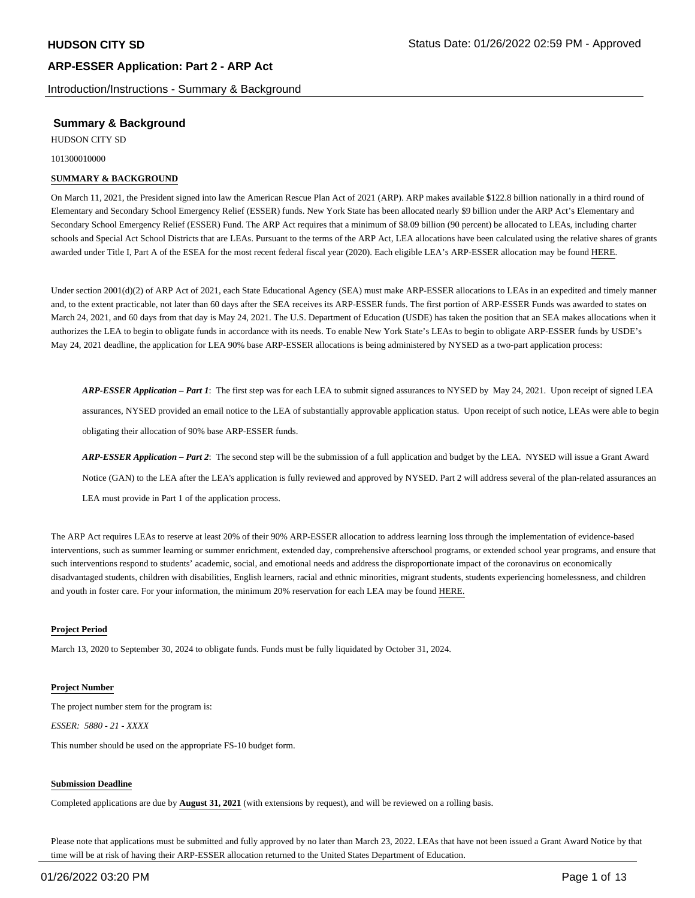# HUDSON CITY SD

## ARP-ESSER Application: Part 2 - ARP Act

Introduction/Instructions - Summary & Background

### Summary & Background

HUDSON CITY SD

101300010000

**SUMMARY & BACKGROUND**

On March 11, 2021, the President signed into law the American Rescue Plan Act of 2021 (ARP). ARP makes available $122.8 billion nationally in a third round of Elementary and Secondary School Emergency Relief (ESSER) funds. New York State has been allocated nearly $9 billion under the ARP Act's Elementary and Secondary School Emergency Relief (ESSER) Fund. The ARP Act requires that a minimum of $8.09 billion (90 percent) be allocated to LEAs, including charter schools and Special Act School Districts that are LEAs. Pursuant to the terms of the ARP Act, LEA allocations have been calculated using the relative shares of grants awarded under Title I, Part A of the ESEA for the most recent federal fiscal year (2020). Each eligible LEA's ARP-ESSER allocation may be found HERE.

Under section 2001(d)(2) of ARP Act of 2021, each State Educational Agency (SEA) must make ARP-ESSER allocations to LEAs in an expedited and timely manner and, to the extent practicable, not later than 60 days after the SEA receives its ARP-ESSER funds. The first portion of ARP-ESSER Funds was awarded to states on March 24, 2021, and 60 days from that day is May 24, 2021. The U.S. Department of Education (USDE) has taken the position that an SEA makes allocations when it authorizes the LEA to begin to obligate funds in accordance with its needs. To enable New York State's LEAs to begin to obligate ARP-ESSER funds by USDE's May 24, 2021 deadline, the application for LEA 90% base ARP-ESSER allocations is being administered by NYSED as a two-part application process:

> ***ARP-ESSER Application – Part 1***: The first step was for each LEA to submit signed assurances to NYSED by May 24, 2021. Upon receipt of signed LEA assurances, NYSED provided an email notice to the LEA of substantially approvable application status. Upon receipt of such notice, LEAs were able to begin obligating their allocation of 90% base ARP-ESSER funds.
>
> ***ARP-ESSER Application – Part 2***: The second step will be the submission of a full application and budget by the LEA. NYSED will issue a Grant Award Notice (GAN) to the LEA after the LEA's application is fully reviewed and approved by NYSED. Part 2 will address several of the plan-related assurances an LEA must provide in Part 1 of the application process.

The ARP Act requires LEAs to reserve at least 20% of their 90% ARP-ESSER allocation to address learning loss through the implementation of evidence-based interventions, such as summer learning or summer enrichment, extended day, comprehensive afterschool programs, or extended school year programs, and ensure that such interventions respond to students' academic, social, and emotional needs and address the disproportionate impact of the coronavirus on economically disadvantaged students, children with disabilities, English learners, racial and ethnic minorities, migrant students, students experiencing homelessness, and children and youth in foster care. For your information, the minimum 20% reservation for each LEA may be found HERE.

**Project Period**

March 13, 2020 to September 30, 2024 to obligate funds. Funds must be fully liquidated by October 31, 2024.

**Project Number**

The project number stem for the program is:

*ESSER: 5880 - 21 - XXXX*

This number should be used on the appropriate FS-10 budget form.

**Submission Deadline**

Completed applications are due by **August 31, 2021** (with extensions by request), and will be reviewed on a rolling basis.

Please note that applications must be submitted and fully approved by no later than March 23, 2022. LEAs that have not been issued a Grant Award Notice by that time will be at risk of having their ARP-ESSER allocation returned to the United States Department of Education.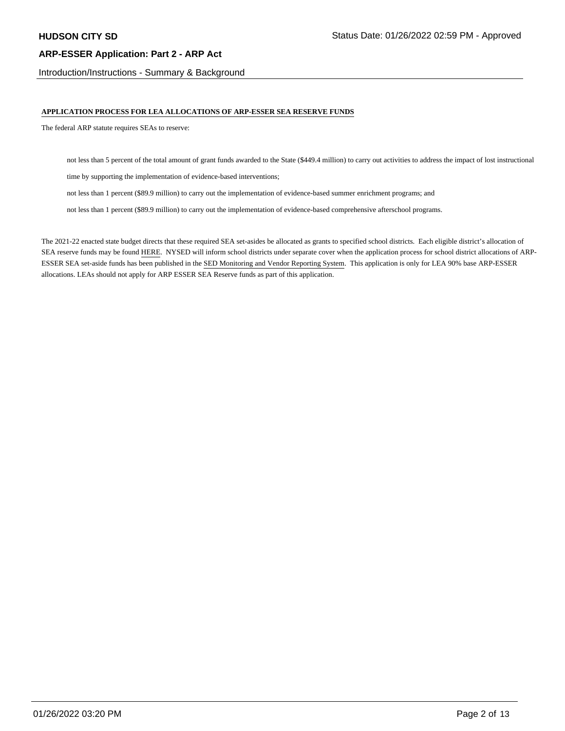## APPLICATION PROCESS FOR LEA ALLOCATIONS OF ARP-ESSER SEA RESERVE FUNDS

The federal ARP statute requires SEAs to reserve:

- not less than 5 percent of the total amount of grant funds awarded to the State ($449.4 million) to carry out activities to address the impact of lost instructional time by supporting the implementation of evidence-based interventions;
- not less than 1 percent ($89.9 million) to carry out the implementation of evidence-based summer enrichment programs; and
- not less than 1 percent ($89.9 million) to carry out the implementation of evidence-based comprehensive afterschool programs.

The 2021-22 enacted state budget directs that these required SEA set-asides be allocated as grants to specified school districts. Each eligible district's allocation of SEA reserve funds may be found HERE. NYSED will inform school districts under separate cover when the application process for school district allocations of ARP-ESSER SEA set-aside funds has been published in the SED Monitoring and Vendor Reporting System. This application is only for LEA 90% base ARP-ESSER allocations. LEAs should not apply for ARP ESSER SEA Reserve funds as part of this application.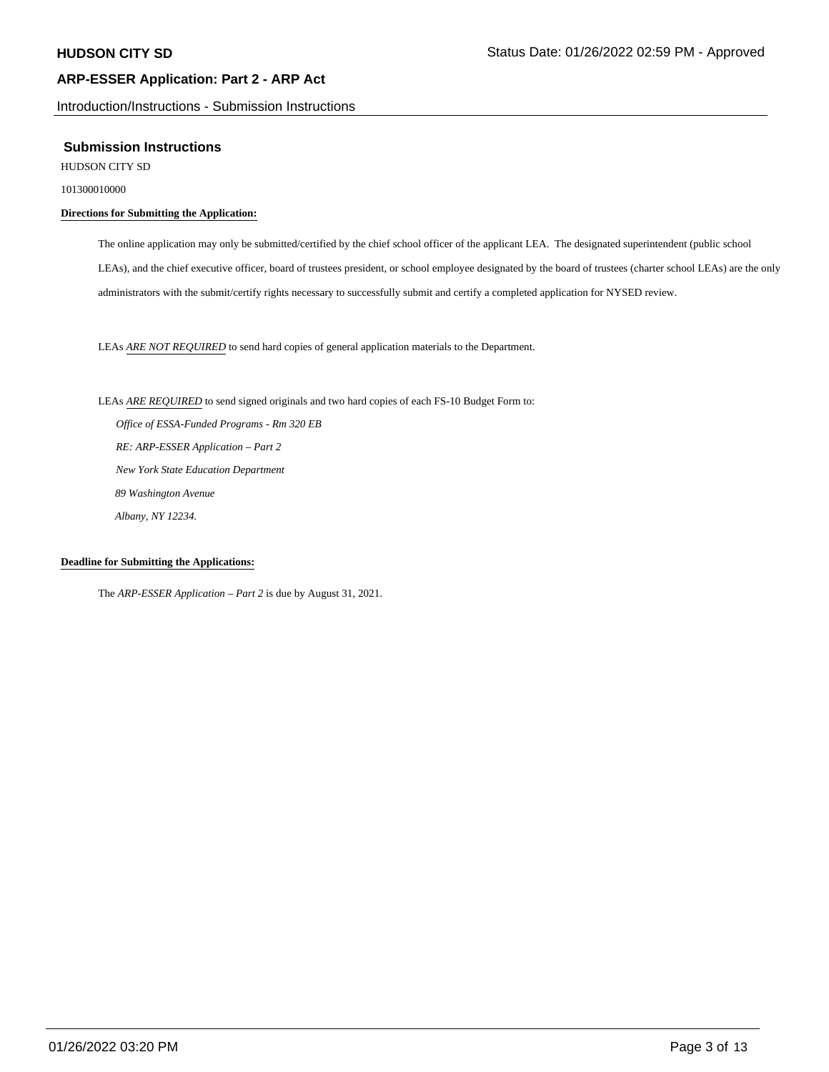## Submission Instructions

HUDSON CITY SD

101300010000

**Directions for Submitting the Application:**

The online application may only be submitted/certified by the chief school officer of the applicant LEA. The designated superintendent (public school LEAs), and the chief executive officer, board of trustees president, or school employee designated by the board of trustees (charter school LEAs) are the only administrators with the submit/certify rights necessary to successfully submit and certify a completed application for NYSED review.

LEAs *ARE NOT REQUIRED* to send hard copies of general application materials to the Department.

LEAs *ARE REQUIRED* to send signed originals and two hard copies of each FS-10 Budget Form to:

*Office of ESSA-Funded Programs - Rm 320 EB*
*RE: ARP-ESSER Application – Part 2*
*New York State Education Department*
*89 Washington Avenue*
*Albany, NY 12234.*

**Deadline for Submitting the Applications:**

The *ARP-ESSER Application – Part 2* is due by August 31, 2021.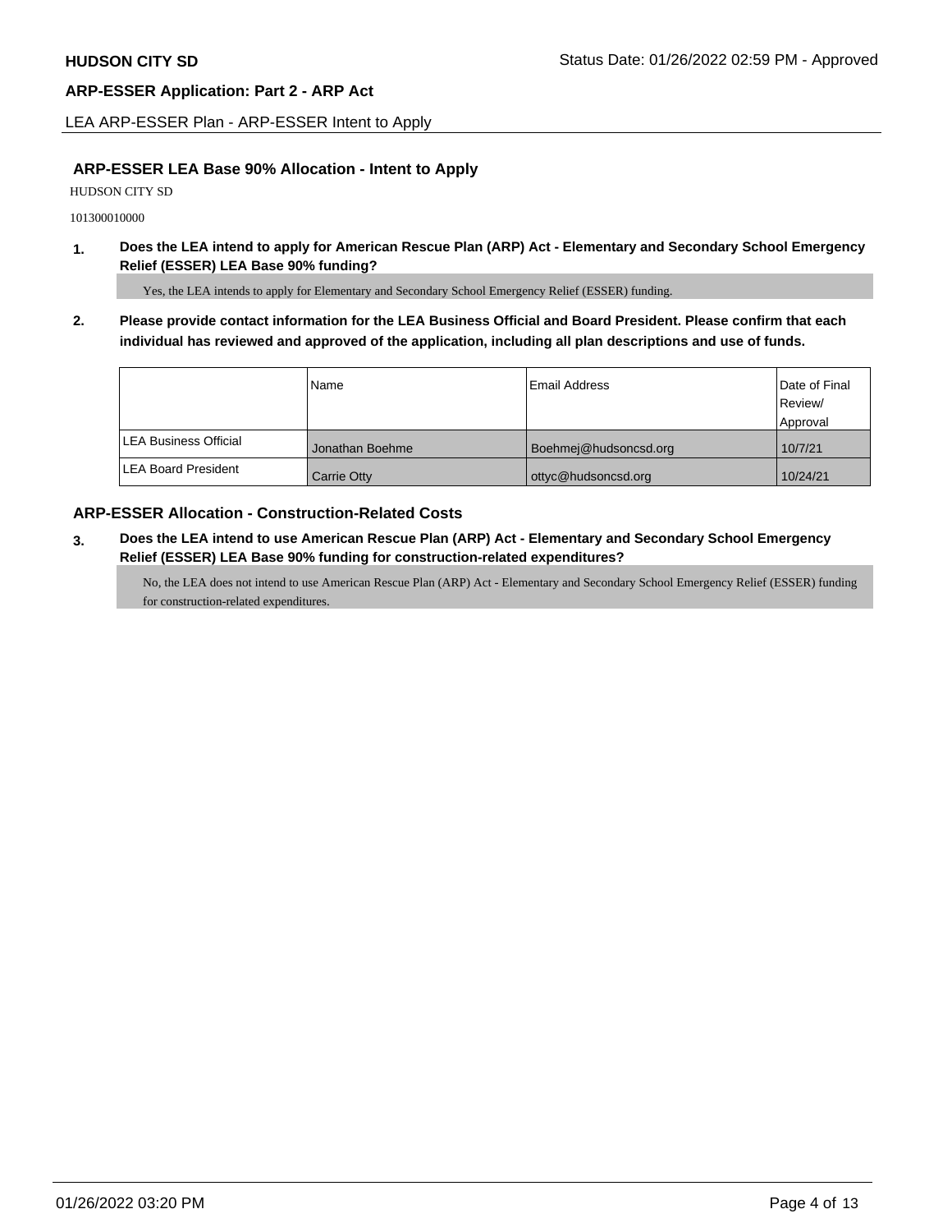## ARP-ESSER LEA Base 90% Allocation - Intent to Apply

HUDSON CITY SD

101300010000

**1. Does the LEA intend to apply for American Rescue Plan (ARP) Act - Elementary and Secondary School Emergency Relief (ESSER) LEA Base 90% funding?**

Yes, the LEA intends to apply for Elementary and Secondary School Emergency Relief (ESSER) funding.

**2. Please provide contact information for the LEA Business Official and Board President. Please confirm that each individual has reviewed and approved of the application, including all plan descriptions and use of funds.**

| | Name | Email Address | Date of Final Review/ Approval |
|---|---|---|---|
| LEA Business Official | Jonathan Boehme | Boehmej@hudsoncsd.org | 10/7/21 |
| LEA Board President | Carrie Otty | ottyc@hudsoncsd.org | 10/24/21 |

## ARP-ESSER Allocation - Construction-Related Costs

**3. Does the LEA intend to use American Rescue Plan (ARP) Act - Elementary and Secondary School Emergency Relief (ESSER) LEA Base 90% funding for construction-related expenditures?**

No, the LEA does not intend to use American Rescue Plan (ARP) Act - Elementary and Secondary School Emergency Relief (ESSER) funding for construction-related expenditures.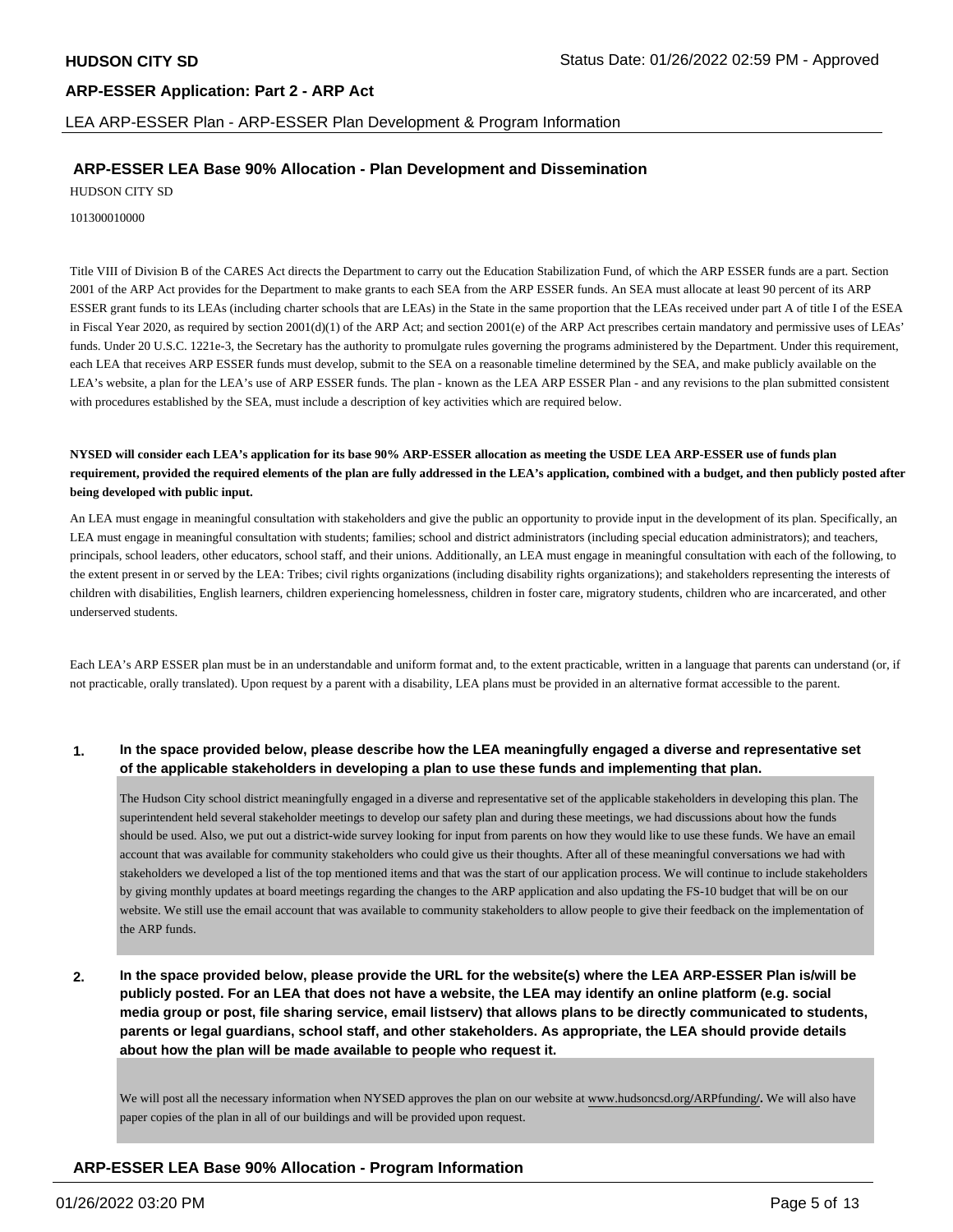## ARP-ESSER LEA Base 90% Allocation - Plan Development and Dissemination

HUDSON CITY SD

101300010000

Title VIII of Division B of the CARES Act directs the Department to carry out the Education Stabilization Fund, of which the ARP ESSER funds are a part. Section 2001 of the ARP Act provides for the Department to make grants to each SEA from the ARP ESSER funds. An SEA must allocate at least 90 percent of its ARP ESSER grant funds to its LEAs (including charter schools that are LEAs) in the State in the same proportion that the LEAs received under part A of title I of the ESEA in Fiscal Year 2020, as required by section 2001(d)(1) of the ARP Act; and section 2001(e) of the ARP Act prescribes certain mandatory and permissive uses of LEAs' funds. Under 20 U.S.C. 1221e-3, the Secretary has the authority to promulgate rules governing the programs administered by the Department. Under this requirement, each LEA that receives ARP ESSER funds must develop, submit to the SEA on a reasonable timeline determined by the SEA, and make publicly available on the LEA's website, a plan for the LEA's use of ARP ESSER funds. The plan - known as the LEA ARP ESSER Plan - and any revisions to the plan submitted consistent with procedures established by the SEA, must include a description of key activities which are required below.

**NYSED will consider each LEA's application for its base 90% ARP-ESSER allocation as meeting the USDE LEA ARP-ESSER use of funds plan requirement, provided the required elements of the plan are fully addressed in the LEA's application, combined with a budget, and then publicly posted after being developed with public input.**

An LEA must engage in meaningful consultation with stakeholders and give the public an opportunity to provide input in the development of its plan. Specifically, an LEA must engage in meaningful consultation with students; families; school and district administrators (including special education administrators); and teachers, principals, school leaders, other educators, school staff, and their unions. Additionally, an LEA must engage in meaningful consultation with each of the following, to the extent present in or served by the LEA: Tribes; civil rights organizations (including disability rights organizations); and stakeholders representing the interests of children with disabilities, English learners, children experiencing homelessness, children in foster care, migratory students, children who are incarcerated, and other underserved students.

Each LEA's ARP ESSER plan must be in an understandable and uniform format and, to the extent practicable, written in a language that parents can understand (or, if not practicable, orally translated). Upon request by a parent with a disability, LEA plans must be provided in an alternative format accessible to the parent.

**1. In the space provided below, please describe how the LEA meaningfully engaged a diverse and representative set of the applicable stakeholders in developing a plan to use these funds and implementing that plan.**

The Hudson City school district meaningfully engaged in a diverse and representative set of the applicable stakeholders in developing this plan. The superintendent held several stakeholder meetings to develop our safety plan and during these meetings, we had discussions about how the funds should be used. Also, we put out a district-wide survey looking for input from parents on how they would like to use these funds. We have an email account that was available for community stakeholders who could give us their thoughts. After all of these meaningful conversations we had with stakeholders we developed a list of the top mentioned items and that was the start of our application process. We will continue to include stakeholders by giving monthly updates at board meetings regarding the changes to the ARP application and also updating the FS-10 budget that will be on our website. We still use the email account that was available to community stakeholders to allow people to give their feedback on the implementation of the ARP funds.

**2. In the space provided below, please provide the URL for the website(s) where the LEA ARP-ESSER Plan is/will be publicly posted. For an LEA that does not have a website, the LEA may identify an online platform (e.g. social media group or post, file sharing service, email listserv) that allows plans to be directly communicated to students, parents or legal guardians, school staff, and other stakeholders. As appropriate, the LEA should provide details about how the plan will be made available to people who request it.**

We will post all the necessary information when NYSED approves the plan on our website at www.hudsoncsd.org/ARPfunding/. We will also have paper copies of the plan in all of our buildings and will be provided upon request.

## ARP-ESSER LEA Base 90% Allocation - Program Information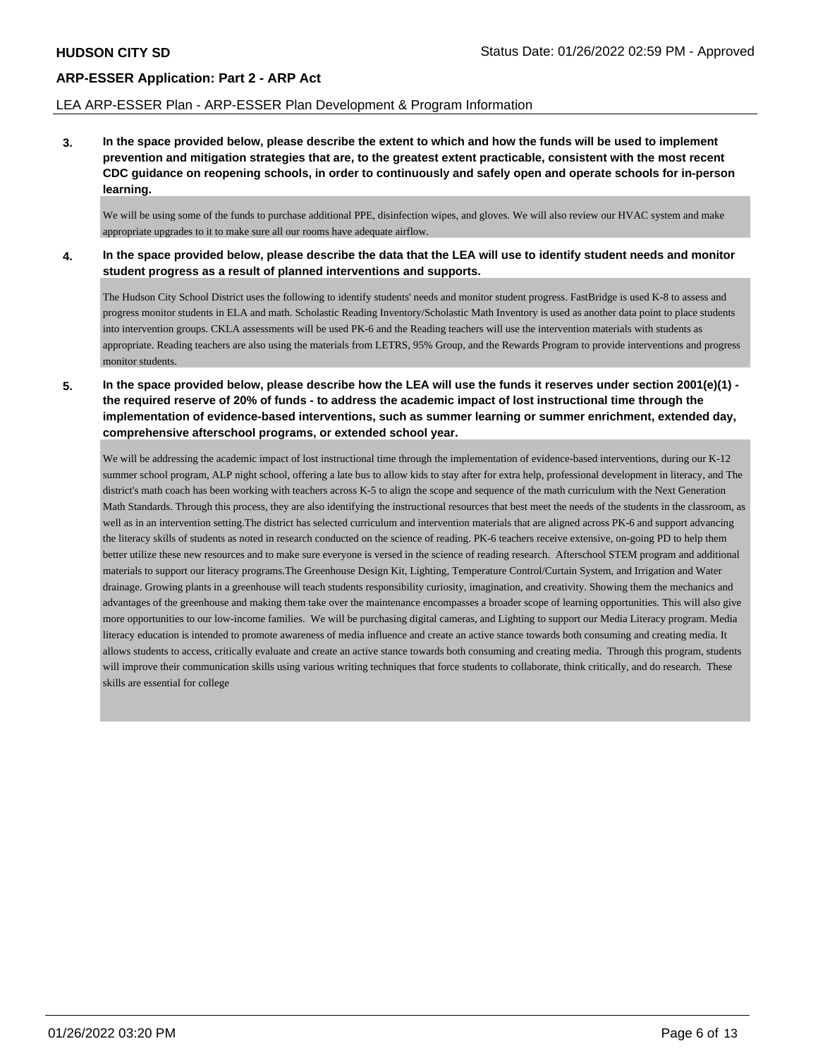**3. In the space provided below, please describe the extent to which and how the funds will be used to implement prevention and mitigation strategies that are, to the greatest extent practicable, consistent with the most recent CDC guidance on reopening schools, in order to continuously and safely open and operate schools for in-person learning.**

We will be using some of the funds to purchase additional PPE, disinfection wipes, and gloves. We will also review our HVAC system and make appropriate upgrades to it to make sure all our rooms have adequate airflow.

**4. In the space provided below, please describe the data that the LEA will use to identify student needs and monitor student progress as a result of planned interventions and supports.**

The Hudson City School District uses the following to identify students' needs and monitor student progress. FastBridge is used K-8 to assess and progress monitor students in ELA and math. Scholastic Reading Inventory/Scholastic Math Inventory is used as another data point to place students into intervention groups. CKLA assessments will be used PK-6 and the Reading teachers will use the intervention materials with students as appropriate. Reading teachers are also using the materials from LETRS, 95% Group, and the Rewards Program to provide interventions and progress monitor students.

**5. In the space provided below, please describe how the LEA will use the funds it reserves under section 2001(e)(1) - the required reserve of 20% of funds - to address the academic impact of lost instructional time through the implementation of evidence-based interventions, such as summer learning or summer enrichment, extended day, comprehensive afterschool programs, or extended school year.**

We will be addressing the academic impact of lost instructional time through the implementation of evidence-based interventions, during our K-12 summer school program, ALP night school, offering a late bus to allow kids to stay after for extra help, professional development in literacy, and The district's math coach has been working with teachers across K-5 to align the scope and sequence of the math curriculum with the Next Generation Math Standards. Through this process, they are also identifying the instructional resources that best meet the needs of the students in the classroom, as well as in an intervention setting.The district has selected curriculum and intervention materials that are aligned across PK-6 and support advancing the literacy skills of students as noted in research conducted on the science of reading. PK-6 teachers receive extensive, on-going PD to help them better utilize these new resources and to make sure everyone is versed in the science of reading research. Afterschool STEM program and additional materials to support our literacy programs.The Greenhouse Design Kit, Lighting, Temperature Control/Curtain System, and Irrigation and Water drainage. Growing plants in a greenhouse will teach students responsibility curiosity, imagination, and creativity. Showing them the mechanics and advantages of the greenhouse and making them take over the maintenance encompasses a broader scope of learning opportunities. This will also give more opportunities to our low-income families. We will be purchasing digital cameras, and Lighting to support our Media Literacy program. Media literacy education is intended to promote awareness of media influence and create an active stance towards both consuming and creating media. It allows students to access, critically evaluate and create an active stance towards both consuming and creating media. Through this program, students will improve their communication skills using various writing techniques that force students to collaborate, think critically, and do research. These skills are essential for college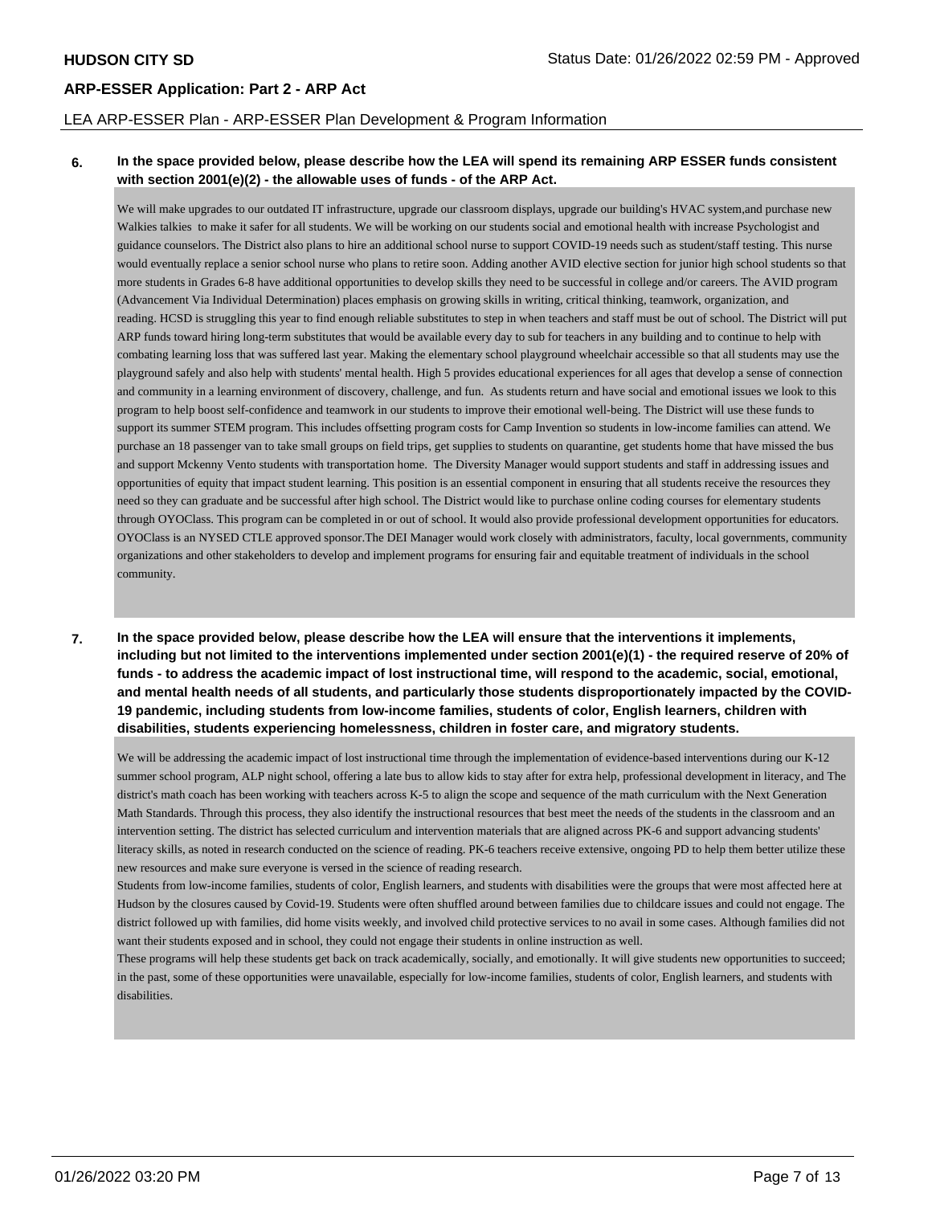LEA ARP-ESSER Plan - ARP-ESSER Plan Development & Program Information

**6. In the space provided below, please describe how the LEA will spend its remaining ARP ESSER funds consistent with section 2001(e)(2) - the allowable uses of funds - of the ARP Act.**

We will make upgrades to our outdated IT infrastructure, upgrade our classroom displays, upgrade our building's HVAC system,and purchase new Walkies talkies to make it safer for all students. We will be working on our students social and emotional health with increase Psychologist and guidance counselors. The District also plans to hire an additional school nurse to support COVID-19 needs such as student/staff testing. This nurse would eventually replace a senior school nurse who plans to retire soon. Adding another AVID elective section for junior high school students so that more students in Grades 6-8 have additional opportunities to develop skills they need to be successful in college and/or careers. The AVID program (Advancement Via Individual Determination) places emphasis on growing skills in writing, critical thinking, teamwork, organization, and reading. HCSD is struggling this year to find enough reliable substitutes to step in when teachers and staff must be out of school. The District will put ARP funds toward hiring long-term substitutes that would be available every day to sub for teachers in any building and to continue to help with combating learning loss that was suffered last year. Making the elementary school playground wheelchair accessible so that all students may use the playground safely and also help with students' mental health. High 5 provides educational experiences for all ages that develop a sense of connection and community in a learning environment of discovery, challenge, and fun. As students return and have social and emotional issues we look to this program to help boost self-confidence and teamwork in our students to improve their emotional well-being. The District will use these funds to support its summer STEM program. This includes offsetting program costs for Camp Invention so students in low-income families can attend. We purchase an 18 passenger van to take small groups on field trips, get supplies to students on quarantine, get students home that have missed the bus and support Mckenny Vento students with transportation home. The Diversity Manager would support students and staff in addressing issues and opportunities of equity that impact student learning. This position is an essential component in ensuring that all students receive the resources they need so they can graduate and be successful after high school. The District would like to purchase online coding courses for elementary students through OYOClass. This program can be completed in or out of school. It would also provide professional development opportunities for educators. OYOClass is an NYSED CTLE approved sponsor.The DEI Manager would work closely with administrators, faculty, local governments, community organizations and other stakeholders to develop and implement programs for ensuring fair and equitable treatment of individuals in the school community.

**7. In the space provided below, please describe how the LEA will ensure that the interventions it implements, including but not limited to the interventions implemented under section 2001(e)(1) - the required reserve of 20% of funds - to address the academic impact of lost instructional time, will respond to the academic, social, emotional, and mental health needs of all students, and particularly those students disproportionately impacted by the COVID-19 pandemic, including students from low-income families, students of color, English learners, children with disabilities, students experiencing homelessness, children in foster care, and migratory students.**

We will be addressing the academic impact of lost instructional time through the implementation of evidence-based interventions during our K-12 summer school program, ALP night school, offering a late bus to allow kids to stay after for extra help, professional development in literacy, and The district's math coach has been working with teachers across K-5 to align the scope and sequence of the math curriculum with the Next Generation Math Standards. Through this process, they also identify the instructional resources that best meet the needs of the students in the classroom and an intervention setting. The district has selected curriculum and intervention materials that are aligned across PK-6 and support advancing students' literacy skills, as noted in research conducted on the science of reading. PK-6 teachers receive extensive, ongoing PD to help them better utilize these new resources and make sure everyone is versed in the science of reading research.

Students from low-income families, students of color, English learners, and students with disabilities were the groups that were most affected here at Hudson by the closures caused by Covid-19. Students were often shuffled around between families due to childcare issues and could not engage. The district followed up with families, did home visits weekly, and involved child protective services to no avail in some cases. Although families did not want their students exposed and in school, they could not engage their students in online instruction as well.

These programs will help these students get back on track academically, socially, and emotionally. It will give students new opportunities to succeed; in the past, some of these opportunities were unavailable, especially for low-income families, students of color, English learners, and students with disabilities.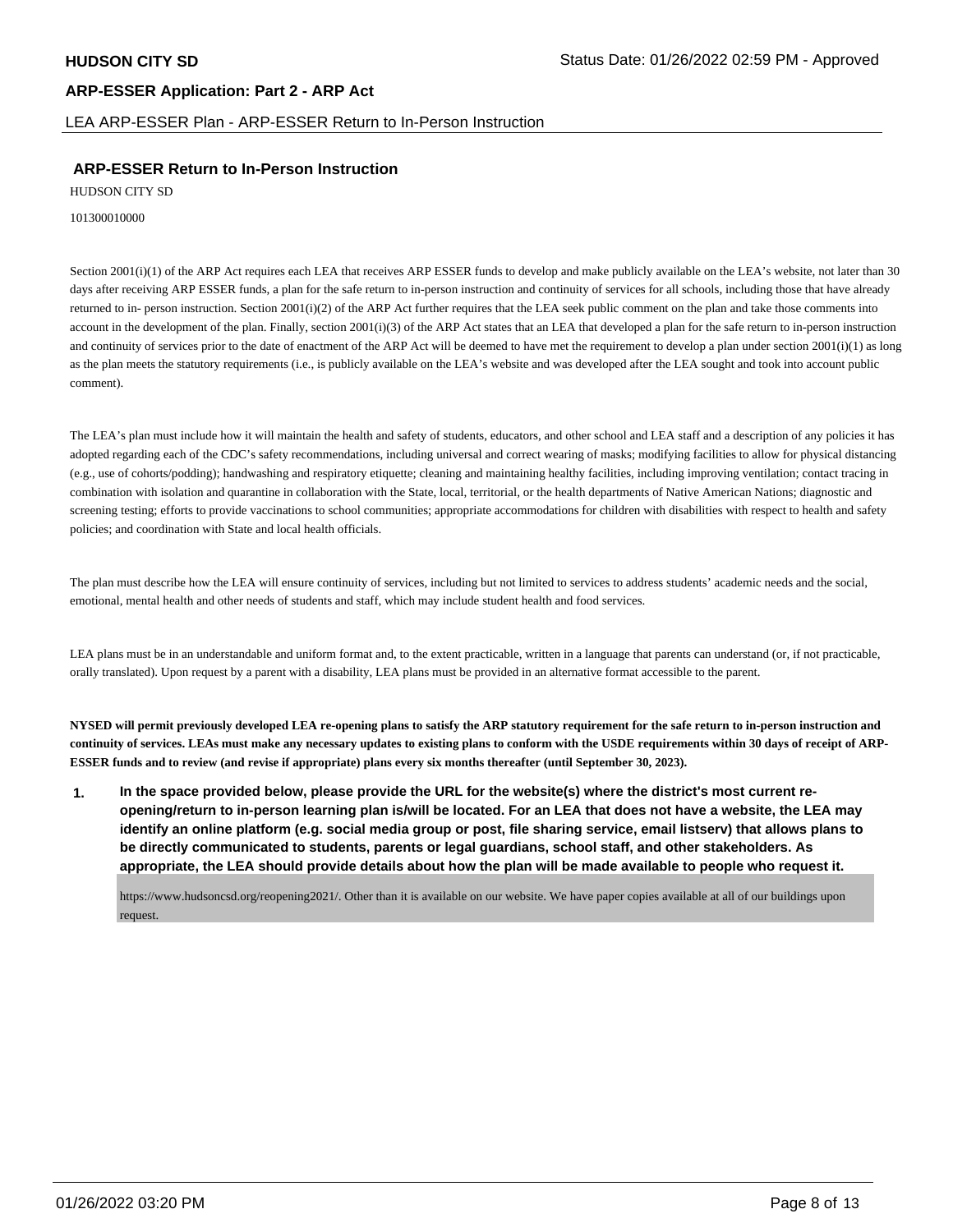## ARP-ESSER Return to In-Person Instruction

HUDSON CITY SD

101300010000

Section 2001(i)(1) of the ARP Act requires each LEA that receives ARP ESSER funds to develop and make publicly available on the LEA's website, not later than 30 days after receiving ARP ESSER funds, a plan for the safe return to in-person instruction and continuity of services for all schools, including those that have already returned to in- person instruction. Section 2001(i)(2) of the ARP Act further requires that the LEA seek public comment on the plan and take those comments into account in the development of the plan. Finally, section 2001(i)(3) of the ARP Act states that an LEA that developed a plan for the safe return to in-person instruction and continuity of services prior to the date of enactment of the ARP Act will be deemed to have met the requirement to develop a plan under section 2001(i)(1) as long as the plan meets the statutory requirements (i.e., is publicly available on the LEA's website and was developed after the LEA sought and took into account public comment).

The LEA's plan must include how it will maintain the health and safety of students, educators, and other school and LEA staff and a description of any policies it has adopted regarding each of the CDC's safety recommendations, including universal and correct wearing of masks; modifying facilities to allow for physical distancing (e.g., use of cohorts/podding); handwashing and respiratory etiquette; cleaning and maintaining healthy facilities, including improving ventilation; contact tracing in combination with isolation and quarantine in collaboration with the State, local, territorial, or the health departments of Native American Nations; diagnostic and screening testing; efforts to provide vaccinations to school communities; appropriate accommodations for children with disabilities with respect to health and safety policies; and coordination with State and local health officials.

The plan must describe how the LEA will ensure continuity of services, including but not limited to services to address students' academic needs and the social, emotional, mental health and other needs of students and staff, which may include student health and food services.

LEA plans must be in an understandable and uniform format and, to the extent practicable, written in a language that parents can understand (or, if not practicable, orally translated). Upon request by a parent with a disability, LEA plans must be provided in an alternative format accessible to the parent.

**NYSED will permit previously developed LEA re-opening plans to satisfy the ARP statutory requirement for the safe return to in-person instruction and continuity of services. LEAs must make any necessary updates to existing plans to conform with the USDE requirements within 30 days of receipt of ARP-ESSER funds and to review (and revise if appropriate) plans every six months thereafter (until September 30, 2023).**

**1. In the space provided below, please provide the URL for the website(s) where the district's most current re-opening/return to in-person learning plan is/will be located. For an LEA that does not have a website, the LEA may identify an online platform (e.g. social media group or post, file sharing service, email listserv) that allows plans to be directly communicated to students, parents or legal guardians, school staff, and other stakeholders. As appropriate, the LEA should provide details about how the plan will be made available to people who request it.**

https://www.hudsoncsd.org/reopening2021/. Other than it is available on our website. We have paper copies available at all of our buildings upon request.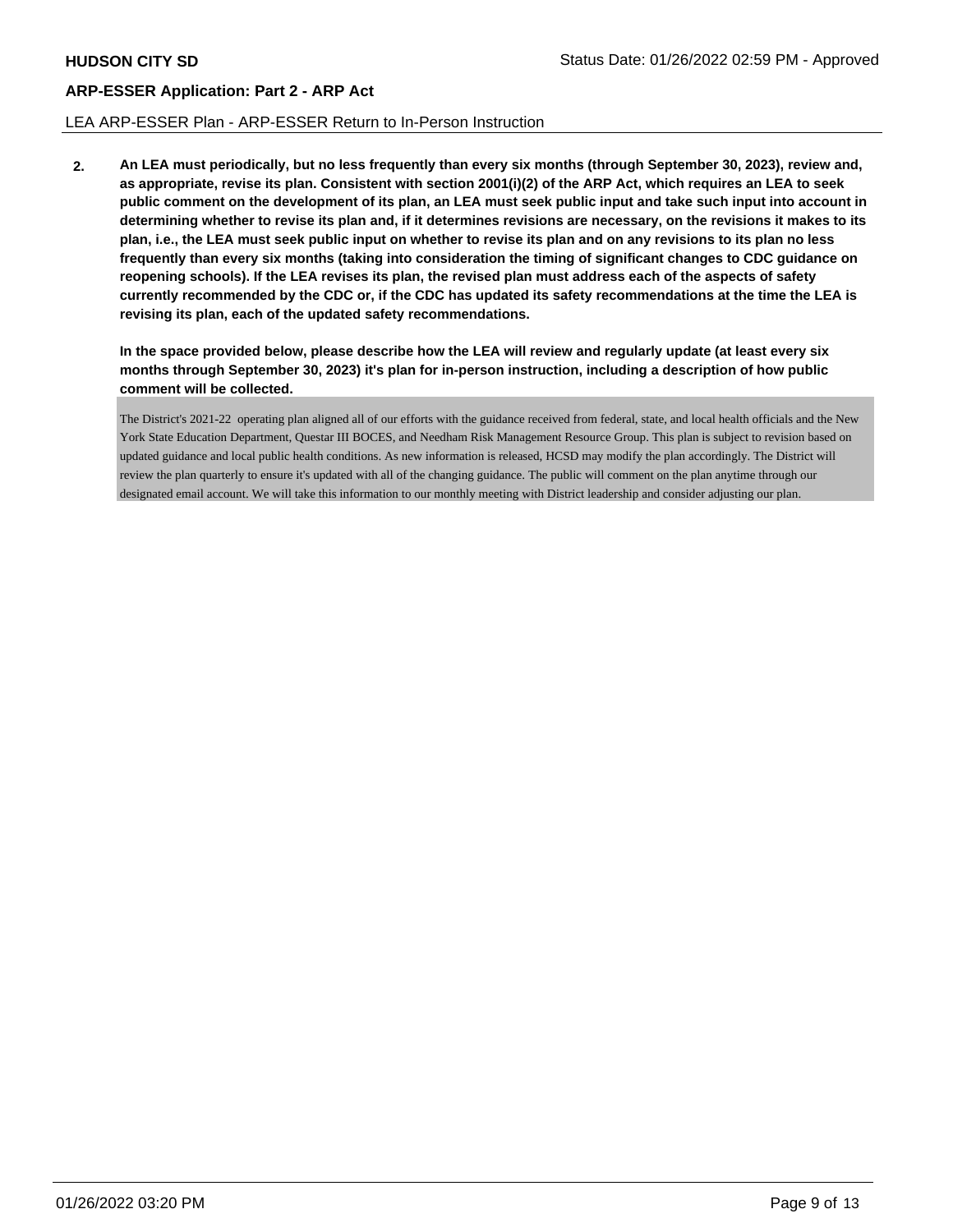LEA ARP-ESSER Plan - ARP-ESSER Return to In-Person Instruction

**2. An LEA must periodically, but no less frequently than every six months (through September 30, 2023), review and, as appropriate, revise its plan. Consistent with section 2001(i)(2) of the ARP Act, which requires an LEA to seek public comment on the development of its plan, an LEA must seek public input and take such input into account in determining whether to revise its plan and, if it determines revisions are necessary, on the revisions it makes to its plan, i.e., the LEA must seek public input on whether to revise its plan and on any revisions to its plan no less frequently than every six months (taking into consideration the timing of significant changes to CDC guidance on reopening schools). If the LEA revises its plan, the revised plan must address each of the aspects of safety currently recommended by the CDC or, if the CDC has updated its safety recommendations at the time the LEA is revising its plan, each of the updated safety recommendations.**

**In the space provided below, please describe how the LEA will review and regularly update (at least every six months through September 30, 2023) it's plan for in-person instruction, including a description of how public comment will be collected.**

The District's 2021-22 operating plan aligned all of our efforts with the guidance received from federal, state, and local health officials and the New York State Education Department, Questar III BOCES, and Needham Risk Management Resource Group. This plan is subject to revision based on updated guidance and local public health conditions. As new information is released, HCSD may modify the plan accordingly. The District will review the plan quarterly to ensure it's updated with all of the changing guidance. The public will comment on the plan anytime through our designated email account. We will take this information to our monthly meeting with District leadership and consider adjusting our plan.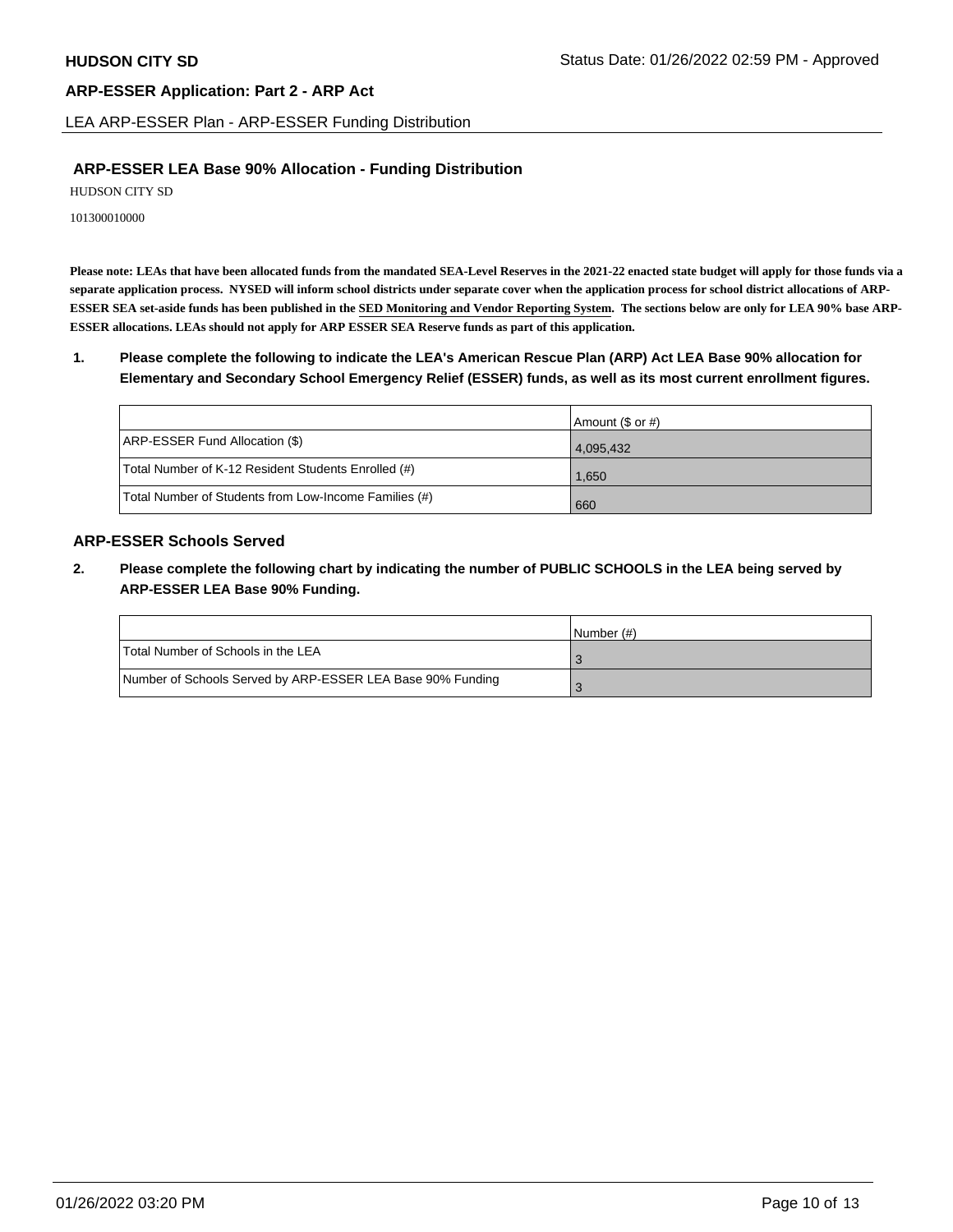LEA ARP-ESSER Plan - ARP-ESSER Funding Distribution

## ARP-ESSER LEA Base 90% Allocation - Funding Distribution

HUDSON CITY SD

101300010000

**Please note: LEAs that have been allocated funds from the mandated SEA-Level Reserves in the 2021-22 enacted state budget will apply for those funds via a separate application process. NYSED will inform school districts under separate cover when the application process for school district allocations of ARP-ESSER SEA set-aside funds has been published in the SED Monitoring and Vendor Reporting System. The sections below are only for LEA 90% base ARP-ESSER allocations. LEAs should not apply for ARP ESSER SEA Reserve funds as part of this application.**

**1. Please complete the following to indicate the LEA's American Rescue Plan (ARP) Act LEA Base 90% allocation for Elementary and Secondary School Emergency Relief (ESSER) funds, as well as its most current enrollment figures.**

| | Amount ($ or #) |
|---|---|
| ARP-ESSER Fund Allocation ($) | 4,095,432 |
| Total Number of K-12 Resident Students Enrolled (#) | 1,650 |
| Total Number of Students from Low-Income Families (#) | 660 |

## ARP-ESSER Schools Served

**2. Please complete the following chart by indicating the number of PUBLIC SCHOOLS in the LEA being served by ARP-ESSER LEA Base 90% Funding.**

| | Number (#) |
|---|---|
| Total Number of Schools in the LEA | 3 |
| Number of Schools Served by ARP-ESSER LEA Base 90% Funding | 3 |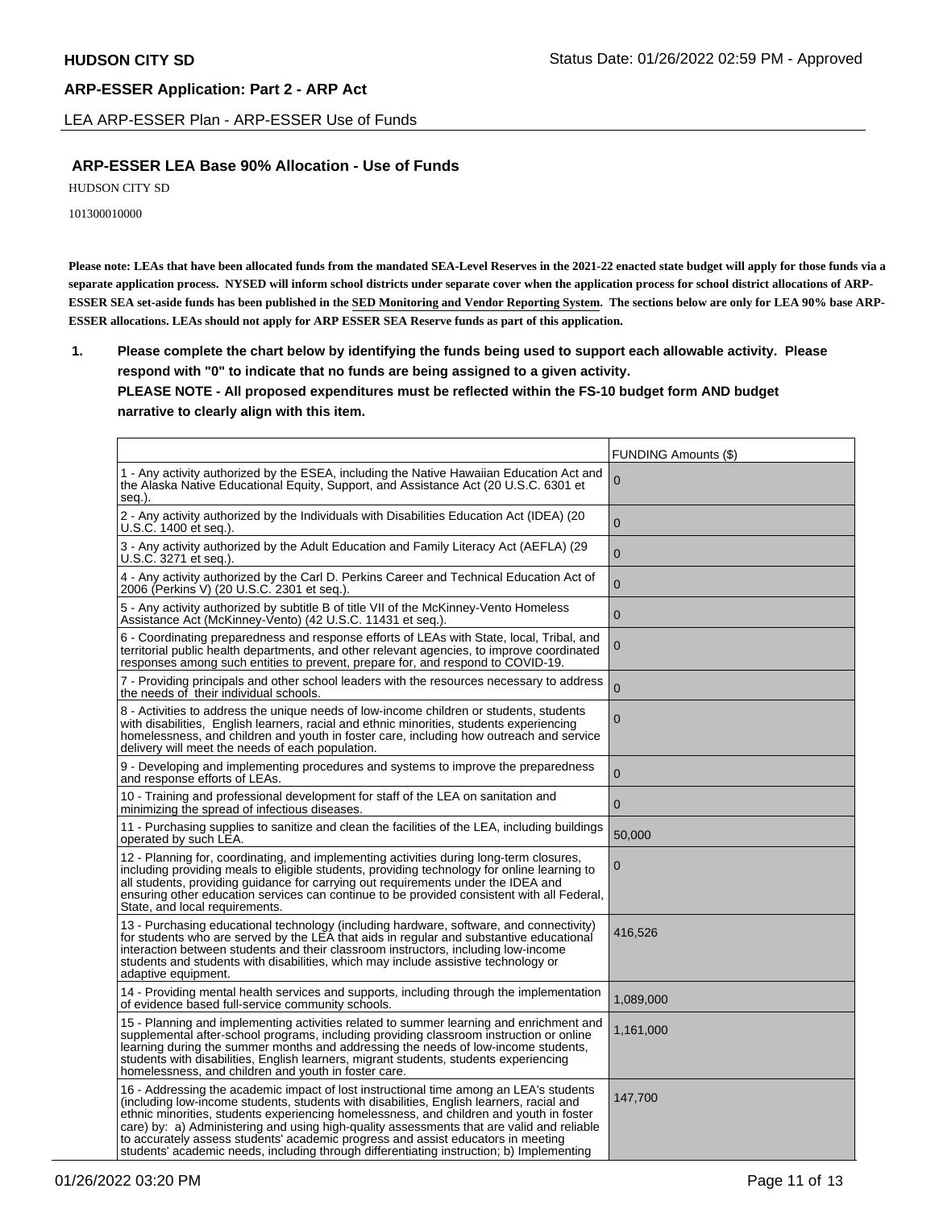**HUDSON CITY SD**

Status Date: 01/26/2022 02:59 PM - Approved

**ARP-ESSER Application: Part 2 - ARP Act**

LEA ARP-ESSER Plan - ARP-ESSER Use of Funds

## ARP-ESSER LEA Base 90% Allocation - Use of Funds

HUDSON CITY SD

101300010000

**Please note: LEAs that have been allocated funds from the mandated SEA-Level Reserves in the 2021-22 enacted state budget will apply for those funds via a separate application process. NYSED will inform school districts under separate cover when the application process for school district allocations of ARP-ESSER SEA set-aside funds has been published in the SED Monitoring and Vendor Reporting System. The sections below are only for LEA 90% base ARP-ESSER allocations. LEAs should not apply for ARP ESSER SEA Reserve funds as part of this application.**

**1. Please complete the chart below by identifying the funds being used to support each allowable activity. Please respond with "0" to indicate that no funds are being assigned to a given activity.**
**PLEASE NOTE - All proposed expenditures must be reflected within the FS-10 budget form AND budget narrative to clearly align with this item.**

| | FUNDING Amounts ($) |
|---|---|
| 1 - Any activity authorized by the ESEA, including the Native Hawaiian Education Act and the Alaska Native Educational Equity, Support, and Assistance Act (20 U.S.C. 6301 et seq.). | 0 |
| 2 - Any activity authorized by the Individuals with Disabilities Education Act (IDEA) (20 U.S.C. 1400 et seq.). | 0 |
| 3 - Any activity authorized by the Adult Education and Family Literacy Act (AEFLA) (29 U.S.C. 3271 et seq.). | 0 |
| 4 - Any activity authorized by the Carl D. Perkins Career and Technical Education Act of 2006 (Perkins V) (20 U.S.C. 2301 et seq.). | 0 |
| 5 - Any activity authorized by subtitle B of title VII of the McKinney-Vento Homeless Assistance Act (McKinney-Vento) (42 U.S.C. 11431 et seq.). | 0 |
| 6 - Coordinating preparedness and response efforts of LEAs with State, local, Tribal, and territorial public health departments, and other relevant agencies, to improve coordinated responses among such entities to prevent, prepare for, and respond to COVID-19. | 0 |
| 7 - Providing principals and other school leaders with the resources necessary to address the needs of their individual schools. | 0 |
| 8 - Activities to address the unique needs of low-income children or students, students with disabilities, English learners, racial and ethnic minorities, students experiencing homelessness, and children and youth in foster care, including how outreach and service delivery will meet the needs of each population. | 0 |
| 9 - Developing and implementing procedures and systems to improve the preparedness and response efforts of LEAs. | 0 |
| 10 - Training and professional development for staff of the LEA on sanitation and minimizing the spread of infectious diseases. | 0 |
| 11 - Purchasing supplies to sanitize and clean the facilities of the LEA, including buildings operated by such LEA. | 50,000 |
| 12 - Planning for, coordinating, and implementing activities during long-term closures, including providing meals to eligible students, providing technology for online learning to all students, providing guidance for carrying out requirements under the IDEA and ensuring other education services can continue to be provided consistent with all Federal, State, and local requirements. | 0 |
| 13 - Purchasing educational technology (including hardware, software, and connectivity) for students who are served by the LEA that aids in regular and substantive educational interaction between students and their classroom instructors, including low-income students and students with disabilities, which may include assistive technology or adaptive equipment. | 416,526 |
| 14 - Providing mental health services and supports, including through the implementation of evidence based full-service community schools. | 1,089,000 |
| 15 - Planning and implementing activities related to summer learning and enrichment and supplemental after-school programs, including providing classroom instruction or online learning during the summer months and addressing the needs of low-income students, students with disabilities, English learners, migrant students, students experiencing homelessness, and children and youth in foster care. | 1,161,000 |
| 16 - Addressing the academic impact of lost instructional time among an LEA's students (including low-income students, students with disabilities, English learners, racial and ethnic minorities, students experiencing homelessness, and children and youth in foster care) by: a) Administering and using high-quality assessments that are valid and reliable to accurately assess students' academic progress and assist educators in meeting students' academic needs, including through differentiating instruction; b) Implementing | 147,700 |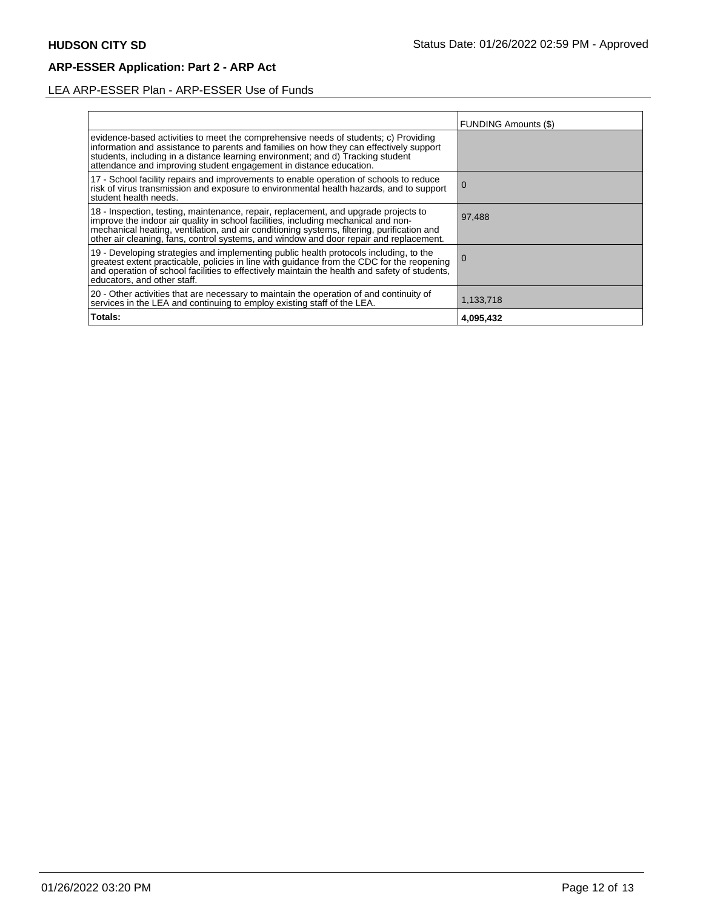**ARP-ESSER Application: Part 2 - ARP Act**

LEA ARP-ESSER Plan - ARP-ESSER Use of Funds

| | FUNDING Amounts ($) |
|---|---|
| evidence-based activities to meet the comprehensive needs of students; c) Providing information and assistance to parents and families on how they can effectively support students, including in a distance learning environment; and d) Tracking student attendance and improving student engagement in distance education. | |
| 17 - School facility repairs and improvements to enable operation of schools to reduce risk of virus transmission and exposure to environmental health hazards, and to support student health needs. | 0 |
| 18 - Inspection, testing, maintenance, repair, replacement, and upgrade projects to improve the indoor air quality in school facilities, including mechanical and non-mechanical heating, ventilation, and air conditioning systems, filtering, purification and other air cleaning, fans, control systems, and window and door repair and replacement. | 97,488 |
| 19 - Developing strategies and implementing public health protocols including, to the greatest extent practicable, policies in line with guidance from the CDC for the reopening and operation of school facilities to effectively maintain the health and safety of students, educators, and other staff. | 0 |
| 20 - Other activities that are necessary to maintain the operation of and continuity of services in the LEA and continuing to employ existing staff of the LEA. | 1,133,718 |
| **Totals:** | **4,095,432** |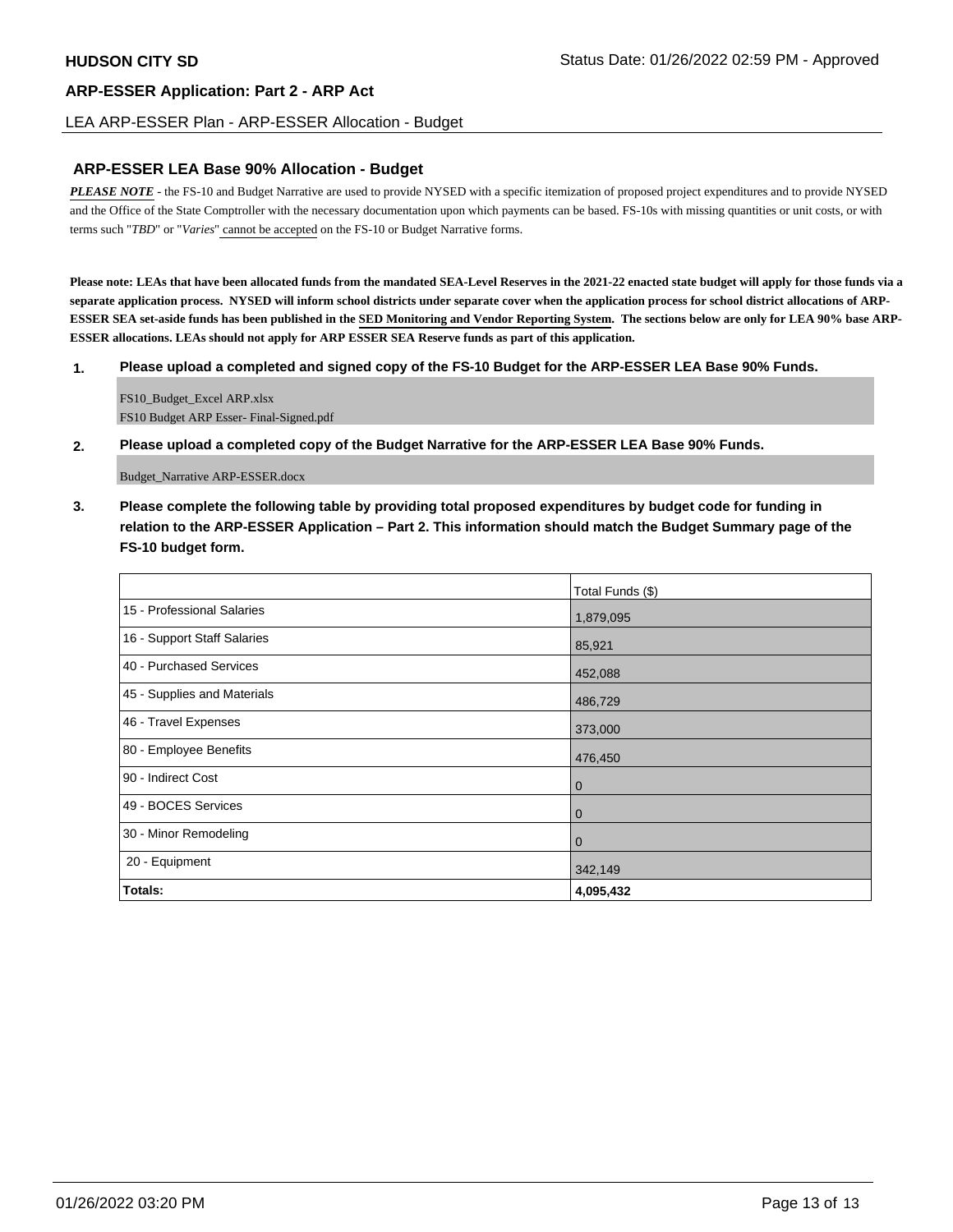**HUDSON CITY SD** Status Date: 01/26/2022 02:59 PM - Approved

## ARP-ESSER Application: Part 2 - ARP Act

LEA ARP-ESSER Plan - ARP-ESSER Allocation - Budget

### ARP-ESSER LEA Base 90% Allocation - Budget

***PLEASE NOTE*** - the FS-10 and Budget Narrative are used to provide NYSED with a specific itemization of proposed project expenditures and to provide NYSED and the Office of the State Comptroller with the necessary documentation upon which payments can be based. FS-10s with missing quantities or unit costs, or with terms such "*TBD*" or "*Varies*" cannot be accepted on the FS-10 or Budget Narrative forms.

**Please note: LEAs that have been allocated funds from the mandated SEA-Level Reserves in the 2021-22 enacted state budget will apply for those funds via a separate application process. NYSED will inform school districts under separate cover when the application process for school district allocations of ARP-ESSER SEA set-aside funds has been published in the SED Monitoring and Vendor Reporting System. The sections below are only for LEA 90% base ARP-ESSER allocations. LEAs should not apply for ARP ESSER SEA Reserve funds as part of this application.**

**1. Please upload a completed and signed copy of the FS-10 Budget for the ARP-ESSER LEA Base 90% Funds.**

FS10_Budget_Excel ARP.xlsx
FS10 Budget ARP Esser- Final-Signed.pdf

**2. Please upload a completed copy of the Budget Narrative for the ARP-ESSER LEA Base 90% Funds.**

Budget_Narrative ARP-ESSER.docx

**3. Please complete the following table by providing total proposed expenditures by budget code for funding in relation to the ARP-ESSER Application – Part 2. This information should match the Budget Summary page of the FS-10 budget form.**

| | Total Funds ($) |
|---|---|
| 15 - Professional Salaries | 1,879,095 |
| 16 - Support Staff Salaries | 85,921 |
| 40 - Purchased Services | 452,088 |
| 45 - Supplies and Materials | 486,729 |
| 46 - Travel Expenses | 373,000 |
| 80 - Employee Benefits | 476,450 |
| 90 - Indirect Cost | 0 |
| 49 - BOCES Services | 0 |
| 30 - Minor Remodeling | 0 |
| 20 - Equipment | 342,149 |
| **Totals:** | **4,095,432** |

01/26/2022 03:20 PM